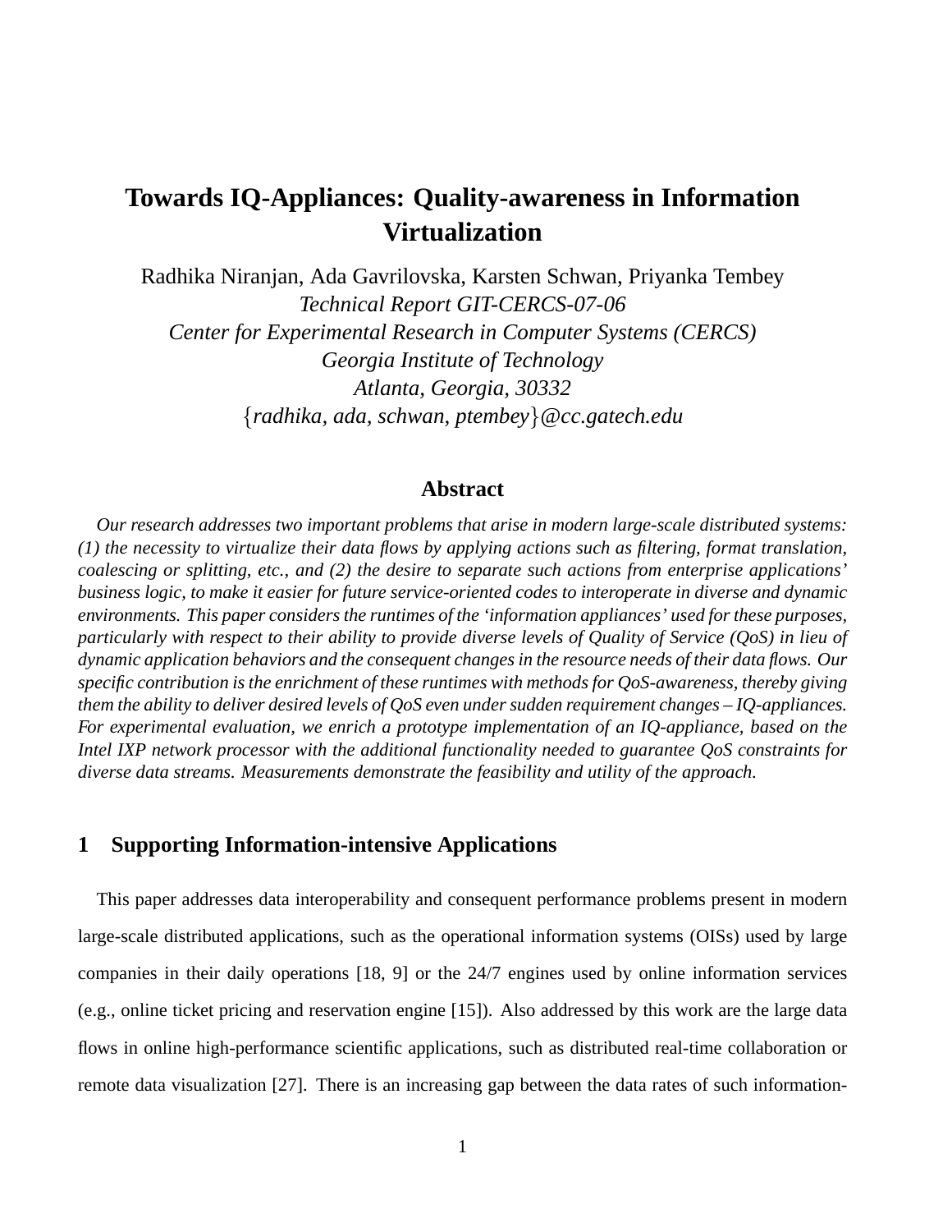# Towards IQ-Appliances: Quality-awareness in Information Virtualization

Radhika Niranjan, Ada Gavrilovska, Karsten Schwan, Priyanka Tembey
*Technical Report GIT-CERCS-07-06*
*Center for Experimental Research in Computer Systems (CERCS)*
*Georgia Institute of Technology*
*Atlanta, Georgia, 30332*
{*radhika, ada, schwan, ptembey*}*@cc.gatech.edu*

## Abstract

*Our research addresses two important problems that arise in modern large-scale distributed systems: (1) the necessity to virtualize their data flows by applying actions such as filtering, format translation, coalescing or splitting, etc., and (2) the desire to separate such actions from enterprise applications' business logic, to make it easier for future service-oriented codes to interoperate in diverse and dynamic environments. This paper considers the runtimes of the 'information appliances' used for these purposes, particularly with respect to their ability to provide diverse levels of Quality of Service (QoS) in lieu of dynamic application behaviors and the consequent changes in the resource needs of their data flows. Our specific contribution is the enrichment of these runtimes with methods for QoS-awareness, thereby giving them the ability to deliver desired levels of QoS even under sudden requirement changes – IQ-appliances. For experimental evaluation, we enrich a prototype implementation of an IQ-appliance, based on the Intel IXP network processor with the additional functionality needed to guarantee QoS constraints for diverse data streams. Measurements demonstrate the feasibility and utility of the approach.*

## 1 Supporting Information-intensive Applications

This paper addresses data interoperability and consequent performance problems present in modern large-scale distributed applications, such as the operational information systems (OISs) used by large companies in their daily operations [18, 9] or the 24/7 engines used by online information services (e.g., online ticket pricing and reservation engine [15]). Also addressed by this work are the large data flows in online high-performance scientific applications, such as distributed real-time collaboration or remote data visualization [27]. There is an increasing gap between the data rates of such information-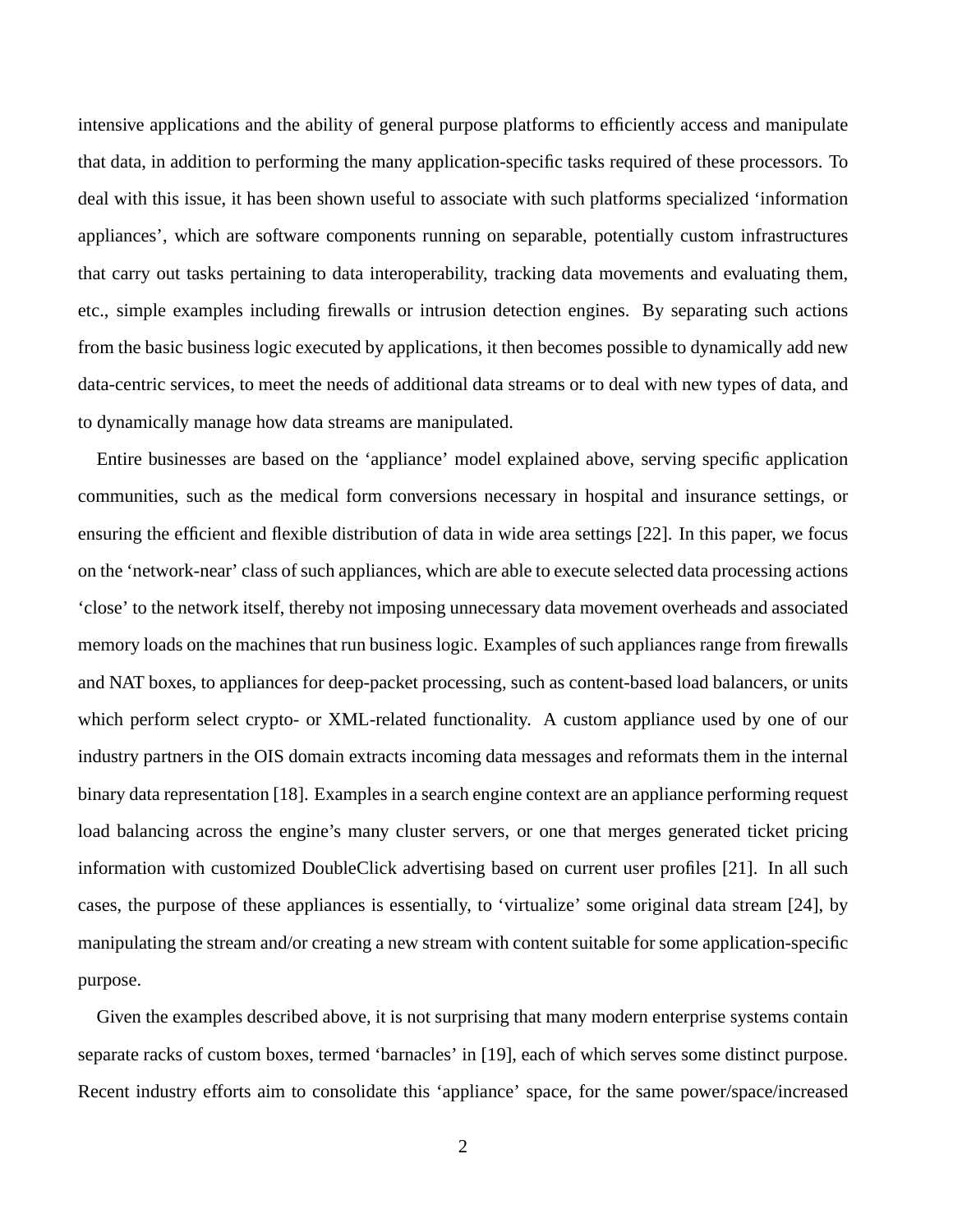intensive applications and the ability of general purpose platforms to efficiently access and manipulate that data, in addition to performing the many application-specific tasks required of these processors. To deal with this issue, it has been shown useful to associate with such platforms specialized 'information appliances', which are software components running on separable, potentially custom infrastructures that carry out tasks pertaining to data interoperability, tracking data movements and evaluating them, etc., simple examples including firewalls or intrusion detection engines. By separating such actions from the basic business logic executed by applications, it then becomes possible to dynamically add new data-centric services, to meet the needs of additional data streams or to deal with new types of data, and to dynamically manage how data streams are manipulated.

Entire businesses are based on the 'appliance' model explained above, serving specific application communities, such as the medical form conversions necessary in hospital and insurance settings, or ensuring the efficient and flexible distribution of data in wide area settings [22]. In this paper, we focus on the 'network-near' class of such appliances, which are able to execute selected data processing actions 'close' to the network itself, thereby not imposing unnecessary data movement overheads and associated memory loads on the machines that run business logic. Examples of such appliances range from firewalls and NAT boxes, to appliances for deep-packet processing, such as content-based load balancers, or units which perform select crypto- or XML-related functionality. A custom appliance used by one of our industry partners in the OIS domain extracts incoming data messages and reformats them in the internal binary data representation [18]. Examples in a search engine context are an appliance performing request load balancing across the engine's many cluster servers, or one that merges generated ticket pricing information with customized DoubleClick advertising based on current user profiles [21]. In all such cases, the purpose of these appliances is essentially, to 'virtualize' some original data stream [24], by manipulating the stream and/or creating a new stream with content suitable for some application-specific purpose.

Given the examples described above, it is not surprising that many modern enterprise systems contain separate racks of custom boxes, termed 'barnacles' in [19], each of which serves some distinct purpose. Recent industry efforts aim to consolidate this 'appliance' space, for the same power/space/increased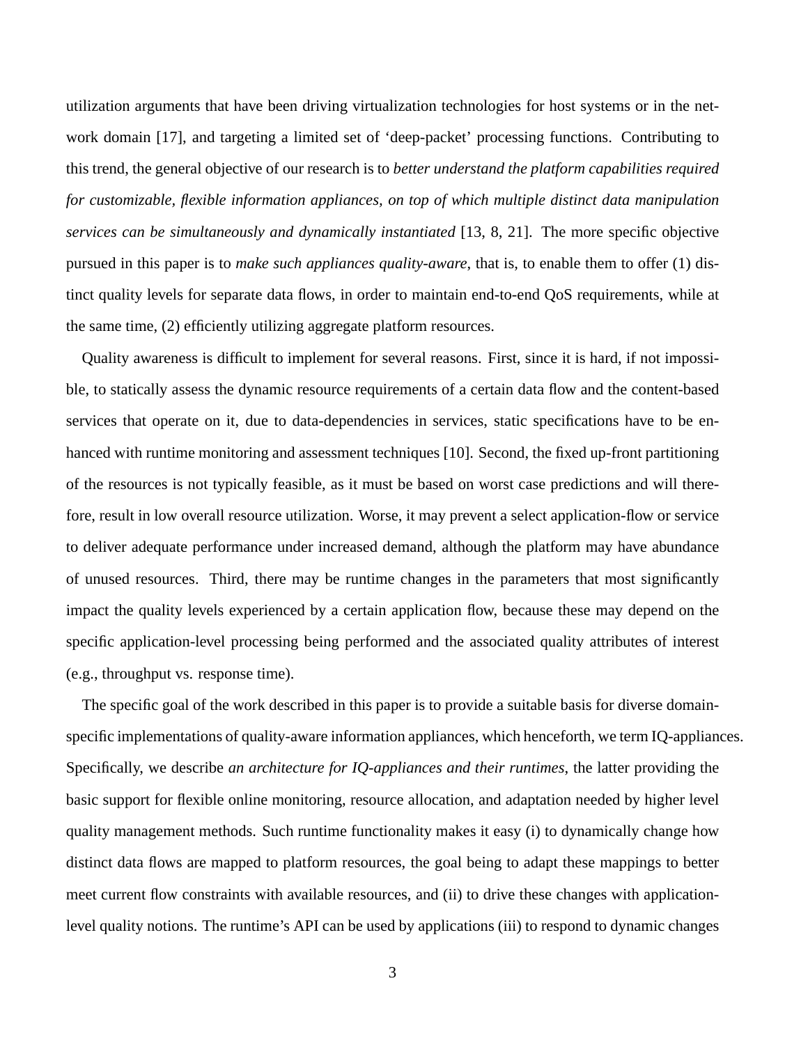utilization arguments that have been driving virtualization technologies for host systems or in the network domain [17], and targeting a limited set of 'deep-packet' processing functions. Contributing to this trend, the general objective of our research is to *better understand the platform capabilities required for customizable, flexible information appliances, on top of which multiple distinct data manipulation services can be simultaneously and dynamically instantiated* [13, 8, 21]. The more specific objective pursued in this paper is to *make such appliances quality-aware*, that is, to enable them to offer (1) distinct quality levels for separate data flows, in order to maintain end-to-end QoS requirements, while at the same time, (2) efficiently utilizing aggregate platform resources.

Quality awareness is difficult to implement for several reasons. First, since it is hard, if not impossible, to statically assess the dynamic resource requirements of a certain data flow and the content-based services that operate on it, due to data-dependencies in services, static specifications have to be enhanced with runtime monitoring and assessment techniques [10]. Second, the fixed up-front partitioning of the resources is not typically feasible, as it must be based on worst case predictions and will therefore, result in low overall resource utilization. Worse, it may prevent a select application-flow or service to deliver adequate performance under increased demand, although the platform may have abundance of unused resources. Third, there may be runtime changes in the parameters that most significantly impact the quality levels experienced by a certain application flow, because these may depend on the specific application-level processing being performed and the associated quality attributes of interest (e.g., throughput vs. response time).

The specific goal of the work described in this paper is to provide a suitable basis for diverse domain-specific implementations of quality-aware information appliances, which henceforth, we term IQ-appliances. Specifically, we describe *an architecture for IQ-appliances and their runtimes*, the latter providing the basic support for flexible online monitoring, resource allocation, and adaptation needed by higher level quality management methods. Such runtime functionality makes it easy (i) to dynamically change how distinct data flows are mapped to platform resources, the goal being to adapt these mappings to better meet current flow constraints with available resources, and (ii) to drive these changes with application-level quality notions. The runtime's API can be used by applications (iii) to respond to dynamic changes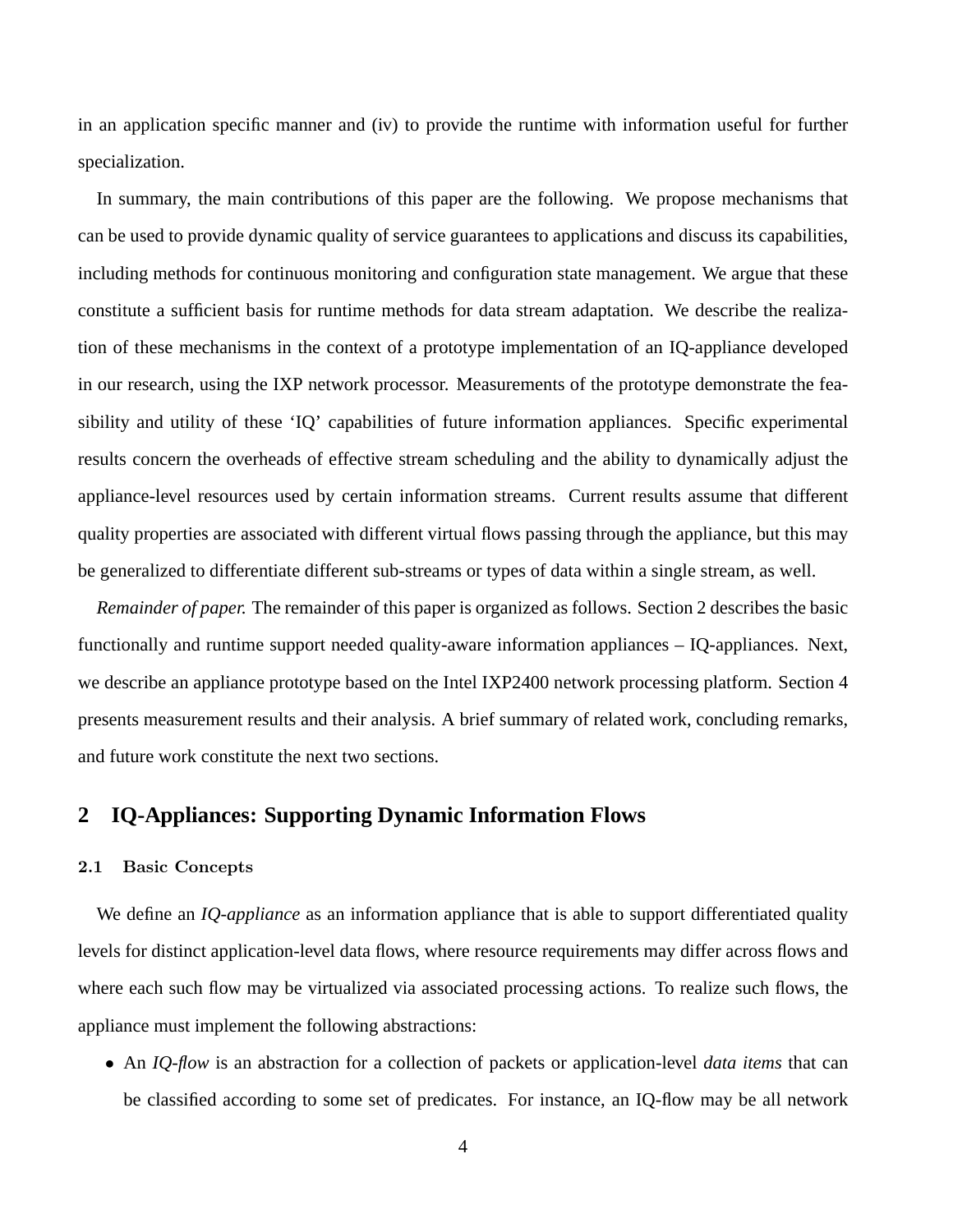in an application specific manner and (iv) to provide the runtime with information useful for further specialization.

In summary, the main contributions of this paper are the following. We propose mechanisms that can be used to provide dynamic quality of service guarantees to applications and discuss its capabilities, including methods for continuous monitoring and configuration state management. We argue that these constitute a sufficient basis for runtime methods for data stream adaptation. We describe the realization of these mechanisms in the context of a prototype implementation of an IQ-appliance developed in our research, using the IXP network processor. Measurements of the prototype demonstrate the feasibility and utility of these 'IQ' capabilities of future information appliances. Specific experimental results concern the overheads of effective stream scheduling and the ability to dynamically adjust the appliance-level resources used by certain information streams. Current results assume that different quality properties are associated with different virtual flows passing through the appliance, but this may be generalized to differentiate different sub-streams or types of data within a single stream, as well.

*Remainder of paper.* The remainder of this paper is organized as follows. Section 2 describes the basic functionally and runtime support needed quality-aware information appliances – IQ-appliances. Next, we describe an appliance prototype based on the Intel IXP2400 network processing platform. Section 4 presents measurement results and their analysis. A brief summary of related work, concluding remarks, and future work constitute the next two sections.

## 2 IQ-Appliances: Supporting Dynamic Information Flows

### 2.1 Basic Concepts

We define an *IQ-appliance* as an information appliance that is able to support differentiated quality levels for distinct application-level data flows, where resource requirements may differ across flows and where each such flow may be virtualized via associated processing actions. To realize such flows, the appliance must implement the following abstractions:

- An *IQ-flow* is an abstraction for a collection of packets or application-level *data items* that can be classified according to some set of predicates. For instance, an IQ-flow may be all network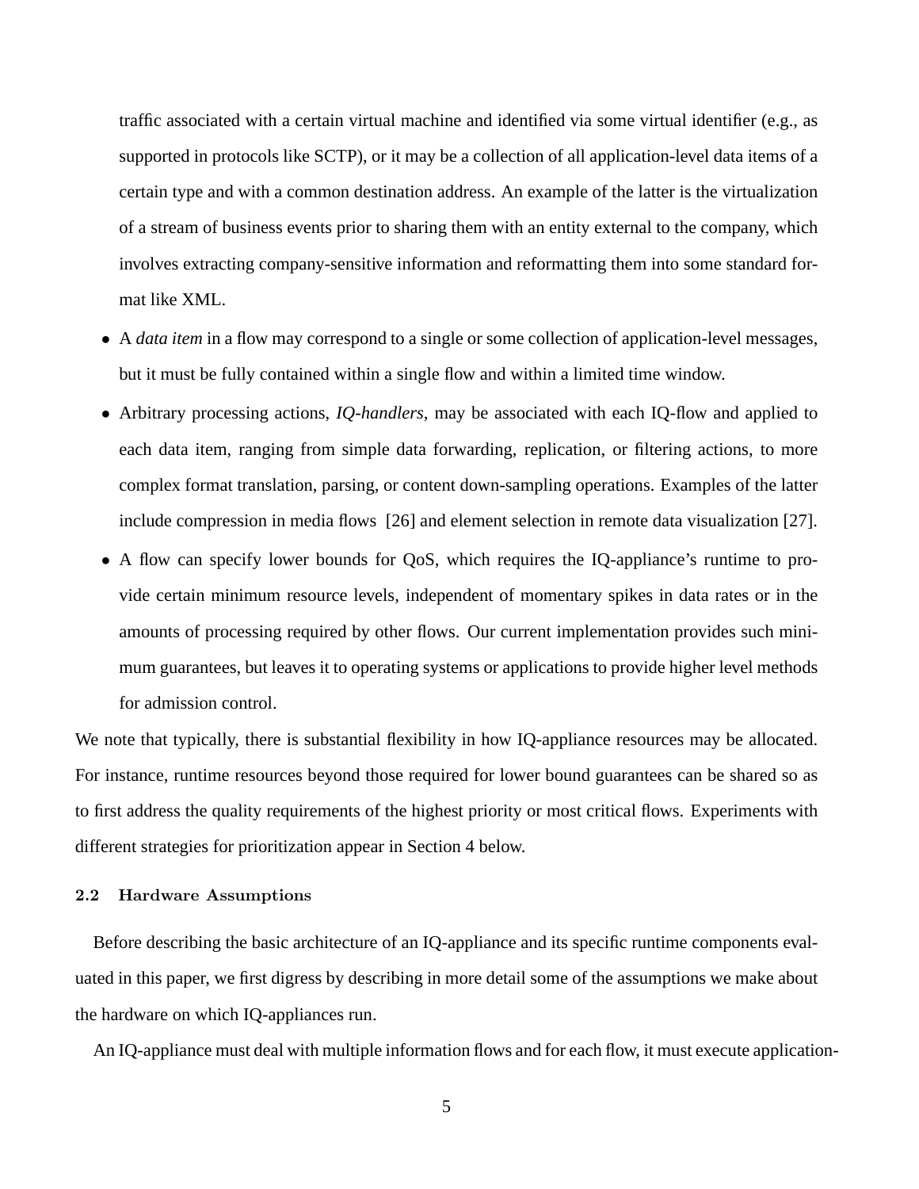traffic associated with a certain virtual machine and identified via some virtual identifier (e.g., as supported in protocols like SCTP), or it may be a collection of all application-level data items of a certain type and with a common destination address. An example of the latter is the virtualization of a stream of business events prior to sharing them with an entity external to the company, which involves extracting company-sensitive information and reformatting them into some standard format like XML.

- A *data item* in a flow may correspond to a single or some collection of application-level messages, but it must be fully contained within a single flow and within a limited time window.
- Arbitrary processing actions, *IQ-handlers*, may be associated with each IQ-flow and applied to each data item, ranging from simple data forwarding, replication, or filtering actions, to more complex format translation, parsing, or content down-sampling operations. Examples of the latter include compression in media flows [26] and element selection in remote data visualization [27].
- A flow can specify lower bounds for QoS, which requires the IQ-appliance's runtime to provide certain minimum resource levels, independent of momentary spikes in data rates or in the amounts of processing required by other flows. Our current implementation provides such minimum guarantees, but leaves it to operating systems or applications to provide higher level methods for admission control.

We note that typically, there is substantial flexibility in how IQ-appliance resources may be allocated. For instance, runtime resources beyond those required for lower bound guarantees can be shared so as to first address the quality requirements of the highest priority or most critical flows. Experiments with different strategies for prioritization appear in Section 4 below.

### 2.2 Hardware Assumptions

Before describing the basic architecture of an IQ-appliance and its specific runtime components evaluated in this paper, we first digress by describing in more detail some of the assumptions we make about the hardware on which IQ-appliances run.

An IQ-appliance must deal with multiple information flows and for each flow, it must execute application-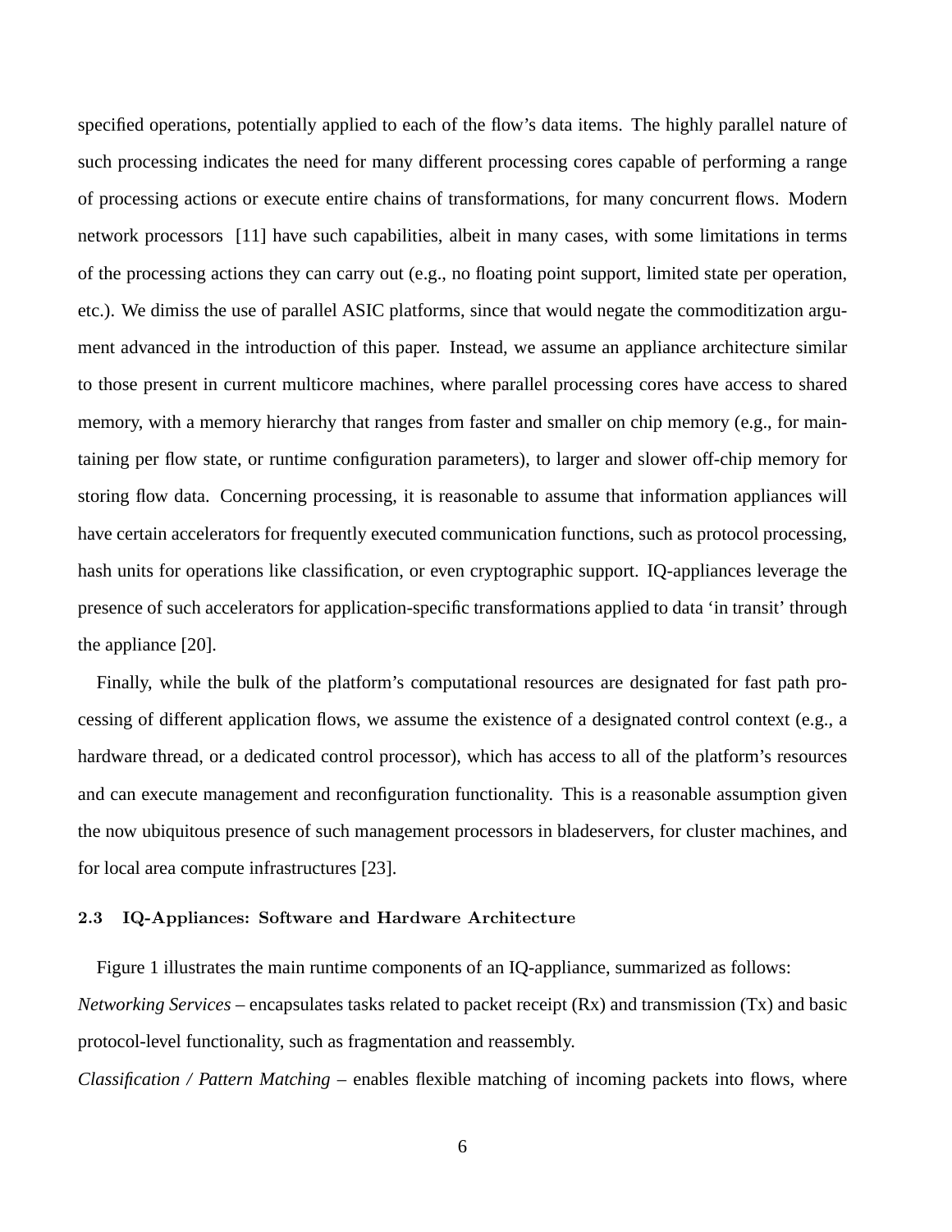specified operations, potentially applied to each of the flow's data items. The highly parallel nature of such processing indicates the need for many different processing cores capable of performing a range of processing actions or execute entire chains of transformations, for many concurrent flows. Modern network processors [11] have such capabilities, albeit in many cases, with some limitations in terms of the processing actions they can carry out (e.g., no floating point support, limited state per operation, etc.). We dimiss the use of parallel ASIC platforms, since that would negate the commoditization argument advanced in the introduction of this paper. Instead, we assume an appliance architecture similar to those present in current multicore machines, where parallel processing cores have access to shared memory, with a memory hierarchy that ranges from faster and smaller on chip memory (e.g., for maintaining per flow state, or runtime configuration parameters), to larger and slower off-chip memory for storing flow data. Concerning processing, it is reasonable to assume that information appliances will have certain accelerators for frequently executed communication functions, such as protocol processing, hash units for operations like classification, or even cryptographic support. IQ-appliances leverage the presence of such accelerators for application-specific transformations applied to data 'in transit' through the appliance [20].

Finally, while the bulk of the platform's computational resources are designated for fast path processing of different application flows, we assume the existence of a designated control context (e.g., a hardware thread, or a dedicated control processor), which has access to all of the platform's resources and can execute management and reconfiguration functionality. This is a reasonable assumption given the now ubiquitous presence of such management processors in bladeservers, for cluster machines, and for local area compute infrastructures [23].

### 2.3 IQ-Appliances: Software and Hardware Architecture

Figure 1 illustrates the main runtime components of an IQ-appliance, summarized as follows:

*Networking Services* – encapsulates tasks related to packet receipt (Rx) and transmission (Tx) and basic protocol-level functionality, such as fragmentation and reassembly.

*Classification / Pattern Matching* – enables flexible matching of incoming packets into flows, where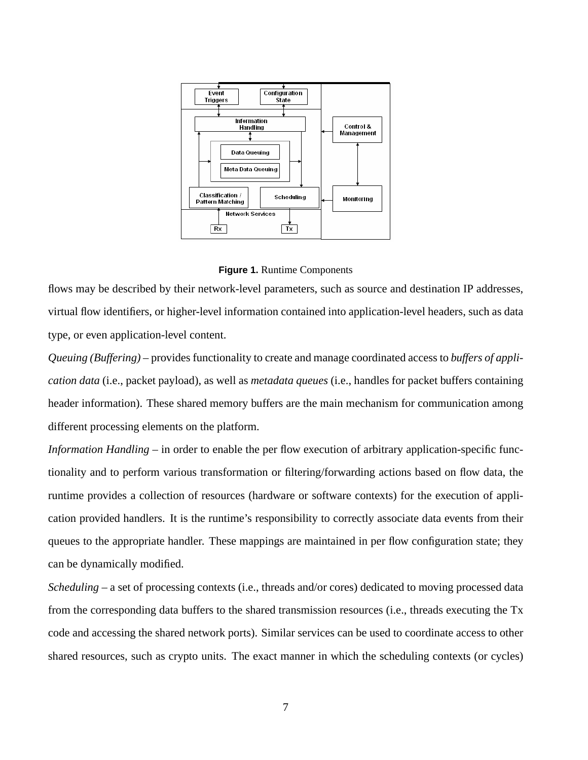**Figure 1.** Runtime Components

flows may be described by their network-level parameters, such as source and destination IP addresses, virtual flow identifiers, or higher-level information contained into application-level headers, such as data type, or even application-level content.

*Queuing (Buffering)* – provides functionality to create and manage coordinated access to *buffers of application data* (i.e., packet payload), as well as *metadata queues* (i.e., handles for packet buffers containing header information). These shared memory buffers are the main mechanism for communication among different processing elements on the platform.

*Information Handling* – in order to enable the per flow execution of arbitrary application-specific functionality and to perform various transformation or filtering/forwarding actions based on flow data, the runtime provides a collection of resources (hardware or software contexts) for the execution of application provided handlers. It is the runtime's responsibility to correctly associate data events from their queues to the appropriate handler. These mappings are maintained in per flow configuration state; they can be dynamically modified.

*Scheduling* – a set of processing contexts (i.e., threads and/or cores) dedicated to moving processed data from the corresponding data buffers to the shared transmission resources (i.e., threads executing the Tx code and accessing the shared network ports). Similar services can be used to coordinate access to other shared resources, such as crypto units. The exact manner in which the scheduling contexts (or cycles)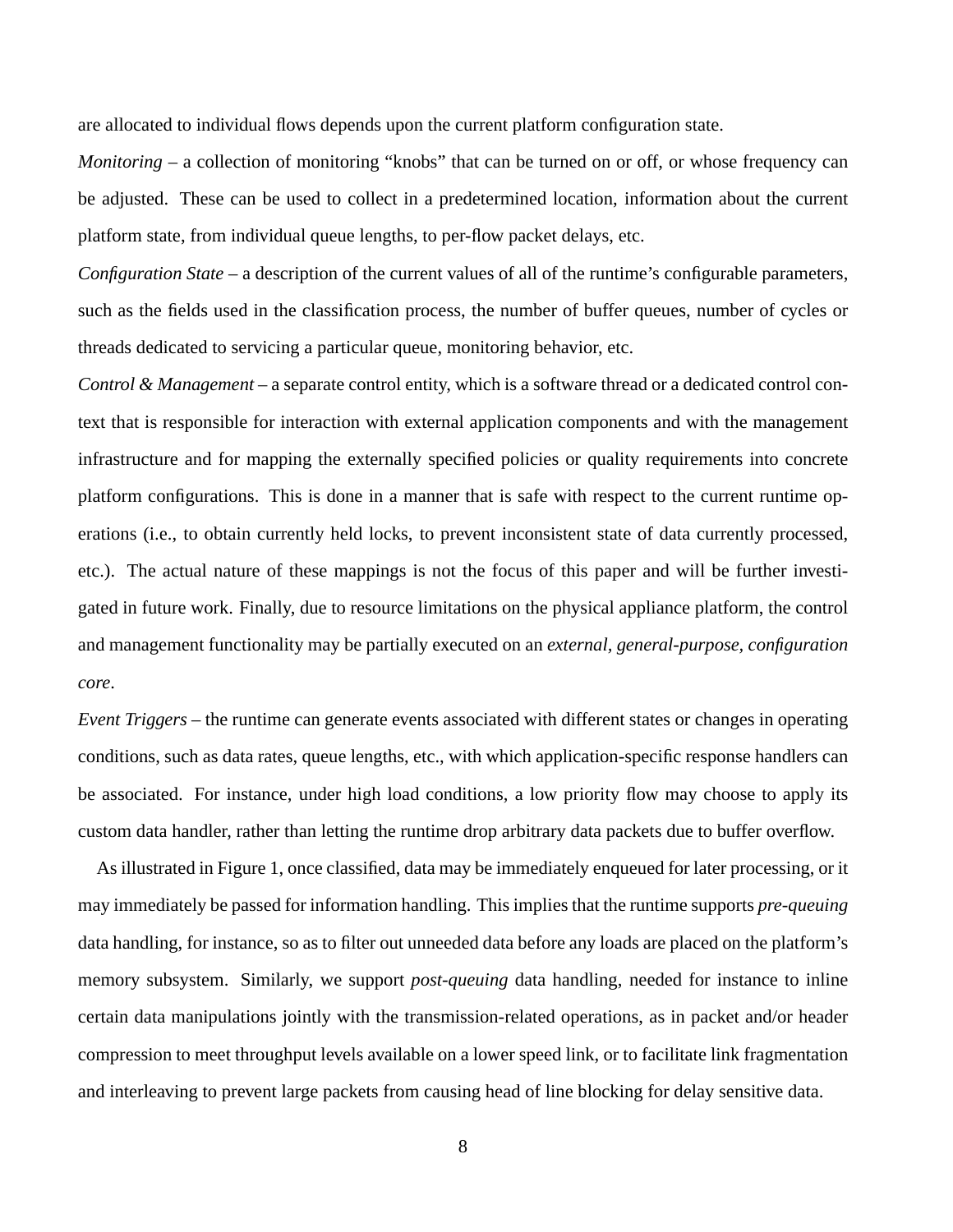are allocated to individual flows depends upon the current platform configuration state.

*Monitoring* – a collection of monitoring "knobs" that can be turned on or off, or whose frequency can be adjusted. These can be used to collect in a predetermined location, information about the current platform state, from individual queue lengths, to per-flow packet delays, etc.

*Configuration State* – a description of the current values of all of the runtime's configurable parameters, such as the fields used in the classification process, the number of buffer queues, number of cycles or threads dedicated to servicing a particular queue, monitoring behavior, etc.

*Control & Management* – a separate control entity, which is a software thread or a dedicated control context that is responsible for interaction with external application components and with the management infrastructure and for mapping the externally specified policies or quality requirements into concrete platform configurations. This is done in a manner that is safe with respect to the current runtime operations (i.e., to obtain currently held locks, to prevent inconsistent state of data currently processed, etc.). The actual nature of these mappings is not the focus of this paper and will be further investigated in future work. Finally, due to resource limitations on the physical appliance platform, the control and management functionality may be partially executed on an *external, general-purpose, configuration core*.

*Event Triggers* – the runtime can generate events associated with different states or changes in operating conditions, such as data rates, queue lengths, etc., with which application-specific response handlers can be associated. For instance, under high load conditions, a low priority flow may choose to apply its custom data handler, rather than letting the runtime drop arbitrary data packets due to buffer overflow.

As illustrated in Figure 1, once classified, data may be immediately enqueued for later processing, or it may immediately be passed for information handling. This implies that the runtime supports *pre-queuing* data handling, for instance, so as to filter out unneeded data before any loads are placed on the platform's memory subsystem. Similarly, we support *post-queuing* data handling, needed for instance to inline certain data manipulations jointly with the transmission-related operations, as in packet and/or header compression to meet throughput levels available on a lower speed link, or to facilitate link fragmentation and interleaving to prevent large packets from causing head of line blocking for delay sensitive data.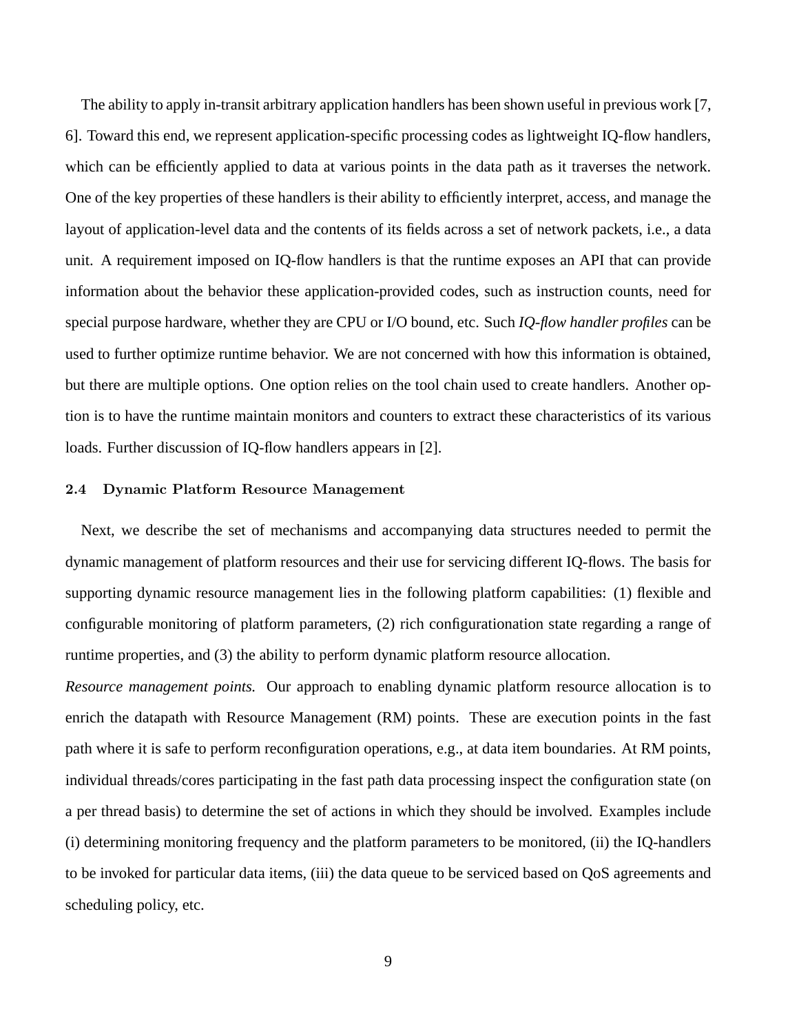The ability to apply in-transit arbitrary application handlers has been shown useful in previous work [7, 6]. Toward this end, we represent application-specific processing codes as lightweight IQ-flow handlers, which can be efficiently applied to data at various points in the data path as it traverses the network. One of the key properties of these handlers is their ability to efficiently interpret, access, and manage the layout of application-level data and the contents of its fields across a set of network packets, i.e., a data unit. A requirement imposed on IQ-flow handlers is that the runtime exposes an API that can provide information about the behavior these application-provided codes, such as instruction counts, need for special purpose hardware, whether they are CPU or I/O bound, etc. Such *IQ-flow handler profiles* can be used to further optimize runtime behavior. We are not concerned with how this information is obtained, but there are multiple options. One option relies on the tool chain used to create handlers. Another option is to have the runtime maintain monitors and counters to extract these characteristics of its various loads. Further discussion of IQ-flow handlers appears in [2].

### 2.4 Dynamic Platform Resource Management

Next, we describe the set of mechanisms and accompanying data structures needed to permit the dynamic management of platform resources and their use for servicing different IQ-flows. The basis for supporting dynamic resource management lies in the following platform capabilities: (1) flexible and configurable monitoring of platform parameters, (2) rich configurationation state regarding a range of runtime properties, and (3) the ability to perform dynamic platform resource allocation.

*Resource management points.* Our approach to enabling dynamic platform resource allocation is to enrich the datapath with Resource Management (RM) points. These are execution points in the fast path where it is safe to perform reconfiguration operations, e.g., at data item boundaries. At RM points, individual threads/cores participating in the fast path data processing inspect the configuration state (on a per thread basis) to determine the set of actions in which they should be involved. Examples include (i) determining monitoring frequency and the platform parameters to be monitored, (ii) the IQ-handlers to be invoked for particular data items, (iii) the data queue to be serviced based on QoS agreements and scheduling policy, etc.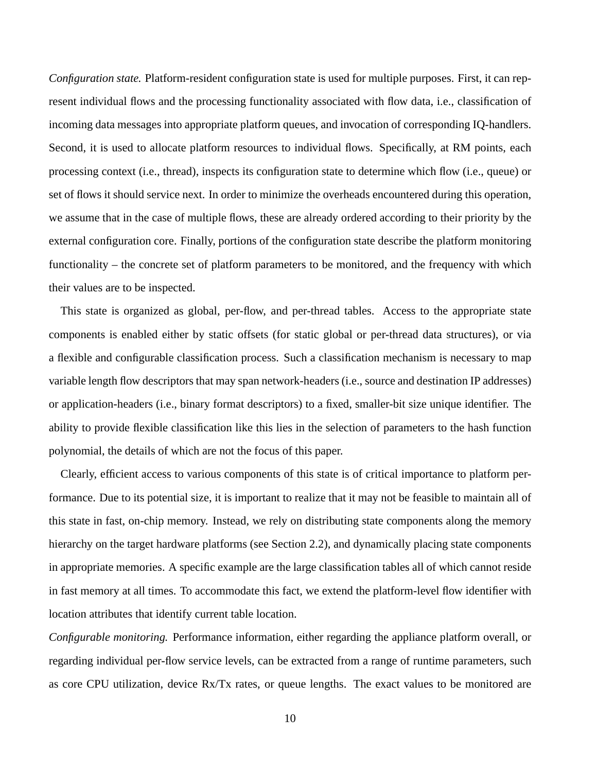*Configuration state.* Platform-resident configuration state is used for multiple purposes. First, it can represent individual flows and the processing functionality associated with flow data, i.e., classification of incoming data messages into appropriate platform queues, and invocation of corresponding IQ-handlers. Second, it is used to allocate platform resources to individual flows. Specifically, at RM points, each processing context (i.e., thread), inspects its configuration state to determine which flow (i.e., queue) or set of flows it should service next. In order to minimize the overheads encountered during this operation, we assume that in the case of multiple flows, these are already ordered according to their priority by the external configuration core. Finally, portions of the configuration state describe the platform monitoring functionality – the concrete set of platform parameters to be monitored, and the frequency with which their values are to be inspected.

This state is organized as global, per-flow, and per-thread tables. Access to the appropriate state components is enabled either by static offsets (for static global or per-thread data structures), or via a flexible and configurable classification process. Such a classification mechanism is necessary to map variable length flow descriptors that may span network-headers (i.e., source and destination IP addresses) or application-headers (i.e., binary format descriptors) to a fixed, smaller-bit size unique identifier. The ability to provide flexible classification like this lies in the selection of parameters to the hash function polynomial, the details of which are not the focus of this paper.

Clearly, efficient access to various components of this state is of critical importance to platform performance. Due to its potential size, it is important to realize that it may not be feasible to maintain all of this state in fast, on-chip memory. Instead, we rely on distributing state components along the memory hierarchy on the target hardware platforms (see Section 2.2), and dynamically placing state components in appropriate memories. A specific example are the large classification tables all of which cannot reside in fast memory at all times. To accommodate this fact, we extend the platform-level flow identifier with location attributes that identify current table location.

*Configurable monitoring.* Performance information, either regarding the appliance platform overall, or regarding individual per-flow service levels, can be extracted from a range of runtime parameters, such as core CPU utilization, device Rx/Tx rates, or queue lengths. The exact values to be monitored are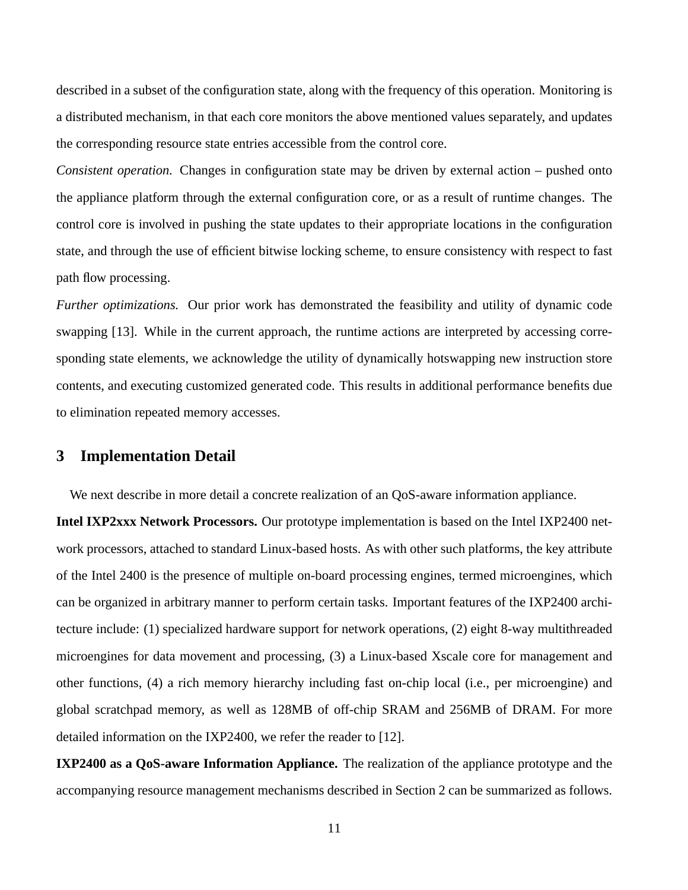described in a subset of the configuration state, along with the frequency of this operation. Monitoring is a distributed mechanism, in that each core monitors the above mentioned values separately, and updates the corresponding resource state entries accessible from the control core.

*Consistent operation.* Changes in configuration state may be driven by external action – pushed onto the appliance platform through the external configuration core, or as a result of runtime changes. The control core is involved in pushing the state updates to their appropriate locations in the configuration state, and through the use of efficient bitwise locking scheme, to ensure consistency with respect to fast path flow processing.

*Further optimizations.* Our prior work has demonstrated the feasibility and utility of dynamic code swapping [13]. While in the current approach, the runtime actions are interpreted by accessing corresponding state elements, we acknowledge the utility of dynamically hotswapping new instruction store contents, and executing customized generated code. This results in additional performance benefits due to elimination repeated memory accesses.

## 3 Implementation Detail

We next describe in more detail a concrete realization of an QoS-aware information appliance.

**Intel IXP2xxx Network Processors.** Our prototype implementation is based on the Intel IXP2400 network processors, attached to standard Linux-based hosts. As with other such platforms, the key attribute of the Intel 2400 is the presence of multiple on-board processing engines, termed microengines, which can be organized in arbitrary manner to perform certain tasks. Important features of the IXP2400 architecture include: (1) specialized hardware support for network operations, (2) eight 8-way multithreaded microengines for data movement and processing, (3) a Linux-based Xscale core for management and other functions, (4) a rich memory hierarchy including fast on-chip local (i.e., per microengine) and global scratchpad memory, as well as 128MB of off-chip SRAM and 256MB of DRAM. For more detailed information on the IXP2400, we refer the reader to [12].

**IXP2400 as a QoS-aware Information Appliance.** The realization of the appliance prototype and the accompanying resource management mechanisms described in Section 2 can be summarized as follows.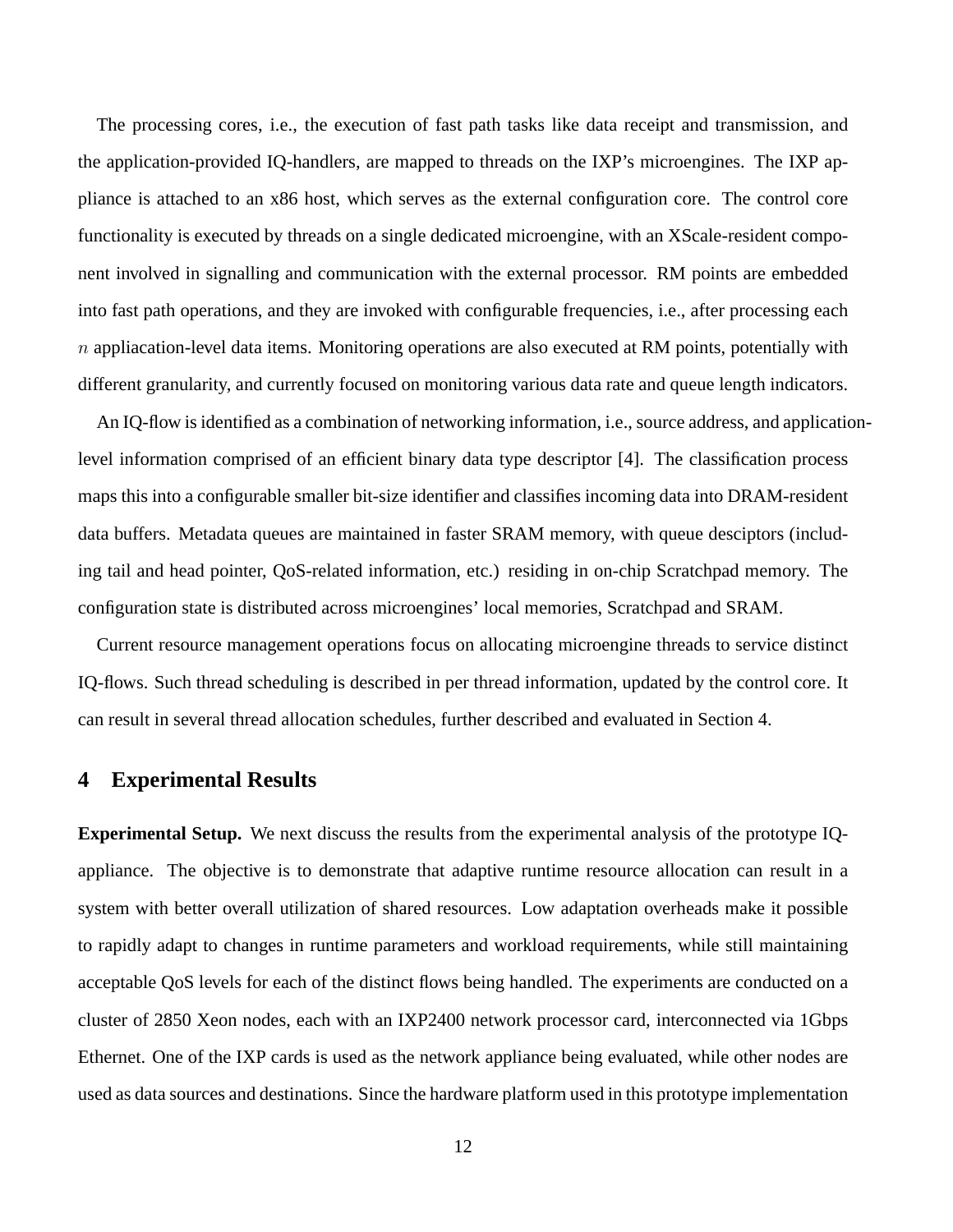The processing cores, i.e., the execution of fast path tasks like data receipt and transmission, and the application-provided IQ-handlers, are mapped to threads on the IXP's microengines. The IXP appliance is attached to an x86 host, which serves as the external configuration core. The control core functionality is executed by threads on a single dedicated microengine, with an XScale-resident component involved in signalling and communication with the external processor. RM points are embedded into fast path operations, and they are invoked with configurable frequencies, i.e., after processing each $n$ appliacation-level data items. Monitoring operations are also executed at RM points, potentially with different granularity, and currently focused on monitoring various data rate and queue length indicators.

An IQ-flow is identified as a combination of networking information, i.e., source address, and application-level information comprised of an efficient binary data type descriptor [4]. The classification process maps this into a configurable smaller bit-size identifier and classifies incoming data into DRAM-resident data buffers. Metadata queues are maintained in faster SRAM memory, with queue desciptors (including tail and head pointer, QoS-related information, etc.) residing in on-chip Scratchpad memory. The configuration state is distributed across microengines' local memories, Scratchpad and SRAM.

Current resource management operations focus on allocating microengine threads to service distinct IQ-flows. Such thread scheduling is described in per thread information, updated by the control core. It can result in several thread allocation schedules, further described and evaluated in Section 4.

## 4 Experimental Results

**Experimental Setup.** We next discuss the results from the experimental analysis of the prototype IQ-appliance. The objective is to demonstrate that adaptive runtime resource allocation can result in a system with better overall utilization of shared resources. Low adaptation overheads make it possible to rapidly adapt to changes in runtime parameters and workload requirements, while still maintaining acceptable QoS levels for each of the distinct flows being handled. The experiments are conducted on a cluster of 2850 Xeon nodes, each with an IXP2400 network processor card, interconnected via 1Gbps Ethernet. One of the IXP cards is used as the network appliance being evaluated, while other nodes are used as data sources and destinations. Since the hardware platform used in this prototype implementation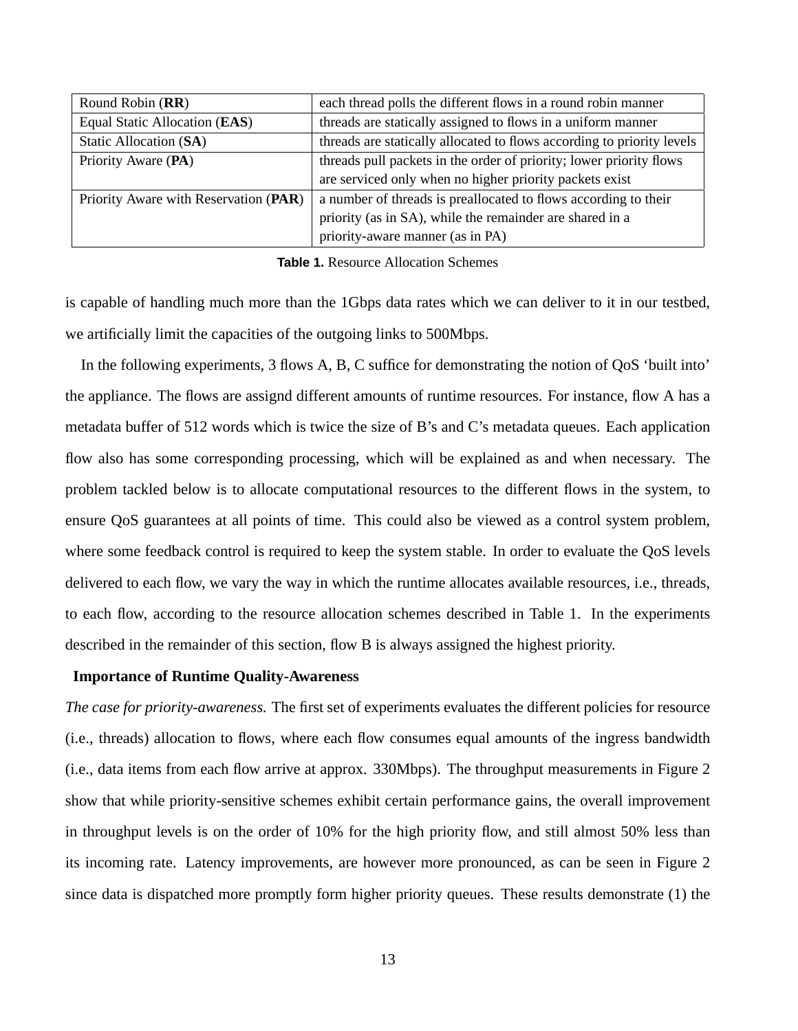| Round Robin (**RR**) | each thread polls the different flows in a round robin manner |
|---|---|
| Equal Static Allocation (**EAS**) | threads are statically assigned to flows in a uniform manner |
| Static Allocation (**SA**) | threads are statically allocated to flows according to priority levels |
| Priority Aware (**PA**) | threads pull packets in the order of priority; lower priority flows are serviced only when no higher priority packets exist |
| Priority Aware with Reservation (**PAR**) | a number of threads is preallocated to flows according to their priority (as in SA), while the remainder are shared in a priority-aware manner (as in PA) |

**Table 1.** Resource Allocation Schemes

is capable of handling much more than the 1Gbps data rates which we can deliver to it in our testbed, we artificially limit the capacities of the outgoing links to 500Mbps.

In the following experiments, 3 flows A, B, C suffice for demonstrating the notion of QoS 'built into' the appliance. The flows are assignd different amounts of runtime resources. For instance, flow A has a metadata buffer of 512 words which is twice the size of B's and C's metadata queues. Each application flow also has some corresponding processing, which will be explained as and when necessary. The problem tackled below is to allocate computational resources to the different flows in the system, to ensure QoS guarantees at all points of time. This could also be viewed as a control system problem, where some feedback control is required to keep the system stable. In order to evaluate the QoS levels delivered to each flow, we vary the way in which the runtime allocates available resources, i.e., threads, to each flow, according to the resource allocation schemes described in Table 1. In the experiments described in the remainder of this section, flow B is always assigned the highest priority.

**Importance of Runtime Quality-Awareness**

*The case for priority-awareness.* The first set of experiments evaluates the different policies for resource (i.e., threads) allocation to flows, where each flow consumes equal amounts of the ingress bandwidth (i.e., data items from each flow arrive at approx. 330Mbps). The throughput measurements in Figure 2 show that while priority-sensitive schemes exhibit certain performance gains, the overall improvement in throughput levels is on the order of 10% for the high priority flow, and still almost 50% less than its incoming rate. Latency improvements, are however more pronounced, as can be seen in Figure 2 since data is dispatched more promptly form higher priority queues. These results demonstrate (1) the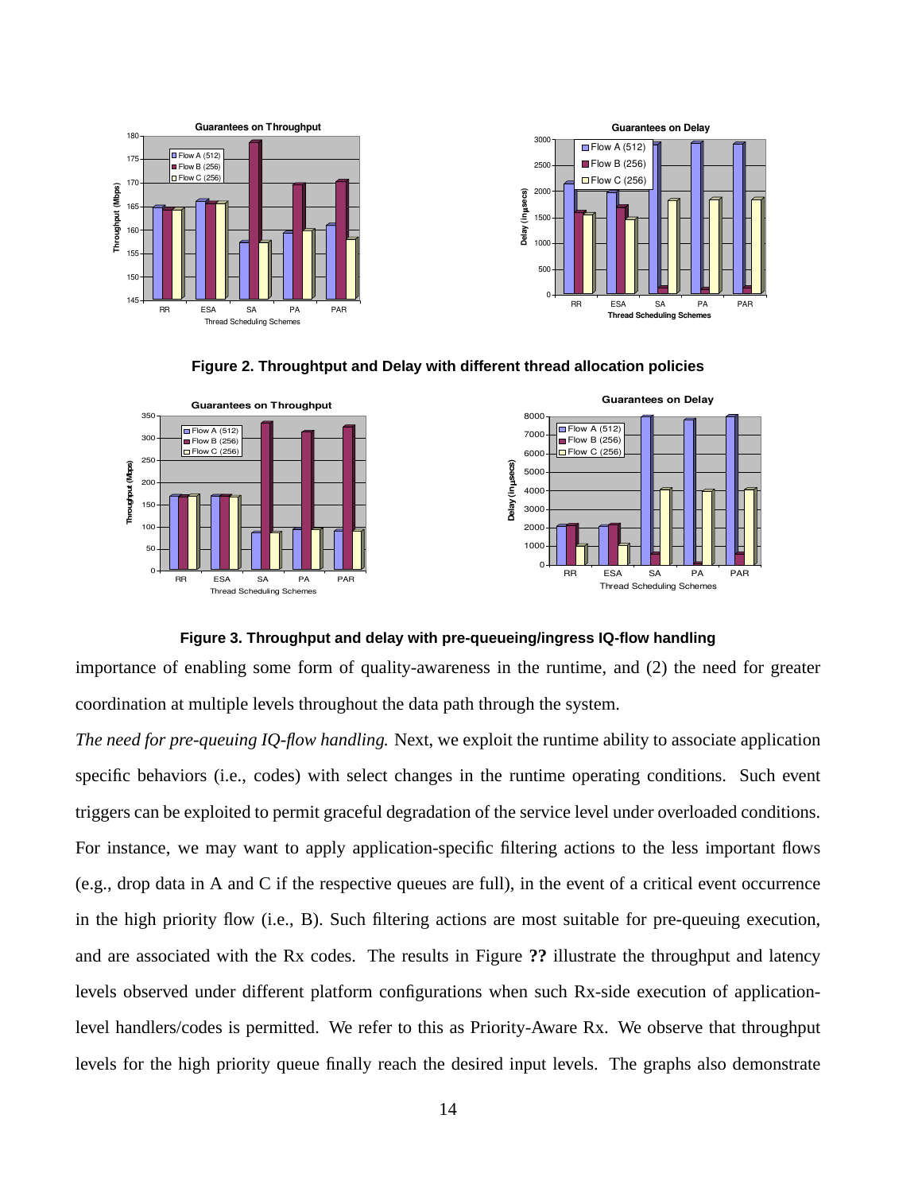Figure 2. Throughtput and Delay with different thread allocation policies

Figure 3. Throughput and delay with pre-queueing/ingress IQ-flow handling

importance of enabling some form of quality-awareness in the runtime, and (2) the need for greater coordination at multiple levels throughout the data path through the system.

*The need for pre-queuing IQ-flow handling.* Next, we exploit the runtime ability to associate application specific behaviors (i.e., codes) with select changes in the runtime operating conditions. Such event triggers can be exploited to permit graceful degradation of the service level under overloaded conditions. For instance, we may want to apply application-specific filtering actions to the less important flows (e.g., drop data in A and C if the respective queues are full), in the event of a critical event occurrence in the high priority flow (i.e., B). Such filtering actions are most suitable for pre-queuing execution, and are associated with the Rx codes. The results in Figure **??** illustrate the throughput and latency levels observed under different platform configurations when such Rx-side execution of application-level handlers/codes is permitted. We refer to this as Priority-Aware Rx. We observe that throughput levels for the high priority queue finally reach the desired input levels. The graphs also demonstrate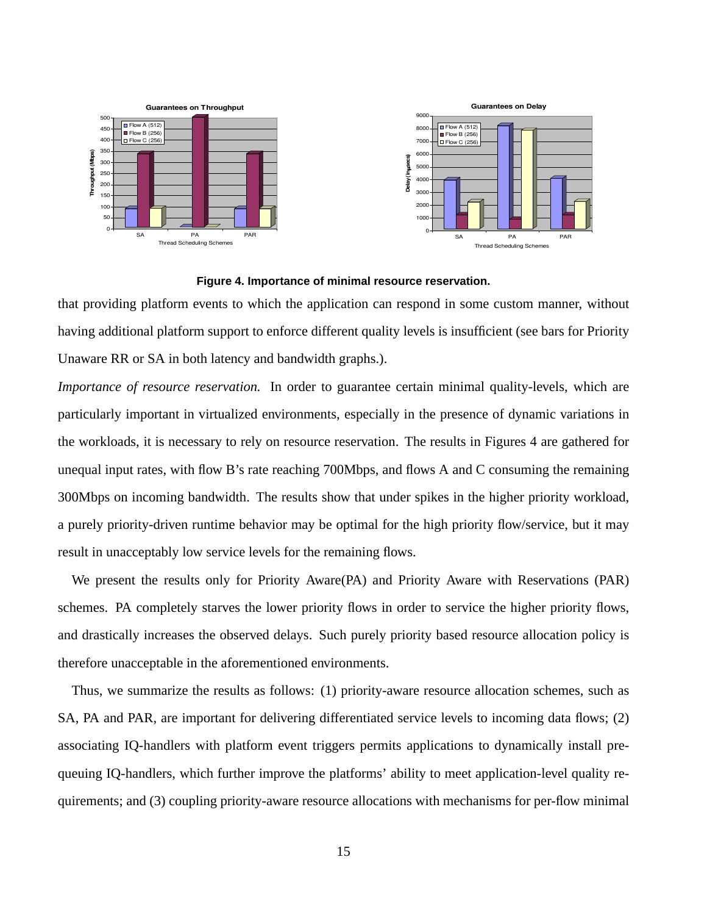**Figure 4. Importance of minimal resource reservation.**

that providing platform events to which the application can respond in some custom manner, without having additional platform support to enforce different quality levels is insufficient (see bars for Priority Unaware RR or SA in both latency and bandwidth graphs.).

*Importance of resource reservation.* In order to guarantee certain minimal quality-levels, which are particularly important in virtualized environments, especially in the presence of dynamic variations in the workloads, it is necessary to rely on resource reservation. The results in Figures 4 are gathered for unequal input rates, with flow B's rate reaching 700Mbps, and flows A and C consuming the remaining 300Mbps on incoming bandwidth. The results show that under spikes in the higher priority workload, a purely priority-driven runtime behavior may be optimal for the high priority flow/service, but it may result in unacceptably low service levels for the remaining flows.

We present the results only for Priority Aware(PA) and Priority Aware with Reservations (PAR) schemes. PA completely starves the lower priority flows in order to service the higher priority flows, and drastically increases the observed delays. Such purely priority based resource allocation policy is therefore unacceptable in the aforementioned environments.

Thus, we summarize the results as follows: (1) priority-aware resource allocation schemes, such as SA, PA and PAR, are important for delivering differentiated service levels to incoming data flows; (2) associating IQ-handlers with platform event triggers permits applications to dynamically install pre-queuing IQ-handlers, which further improve the platforms' ability to meet application-level quality requirements; and (3) coupling priority-aware resource allocations with mechanisms for per-flow minimal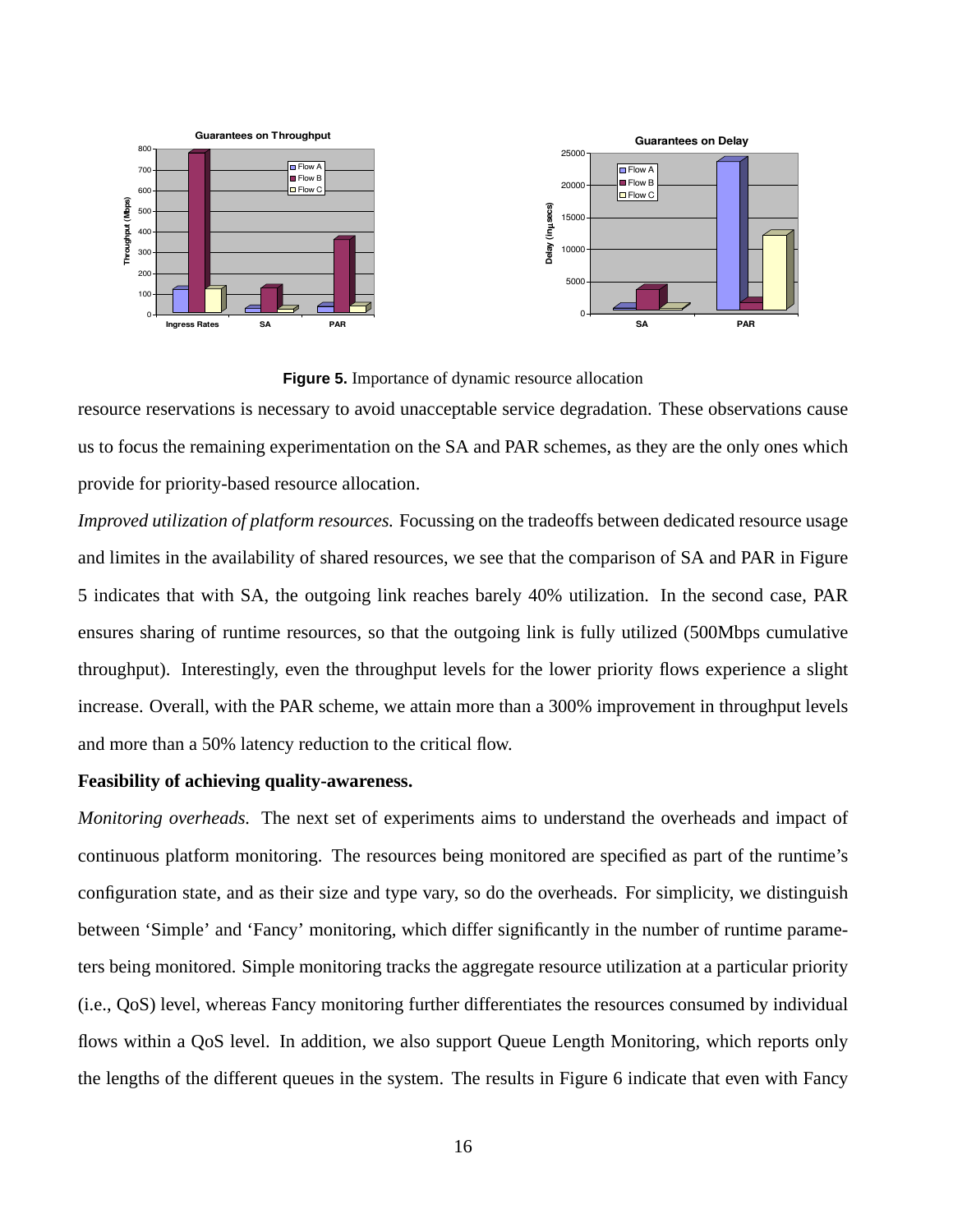**Figure 5.** Importance of dynamic resource allocation

resource reservations is necessary to avoid unacceptable service degradation. These observations cause us to focus the remaining experimentation on the SA and PAR schemes, as they are the only ones which provide for priority-based resource allocation.

*Improved utilization of platform resources.* Focussing on the tradeoffs between dedicated resource usage and limites in the availability of shared resources, we see that the comparison of SA and PAR in Figure 5 indicates that with SA, the outgoing link reaches barely 40% utilization. In the second case, PAR ensures sharing of runtime resources, so that the outgoing link is fully utilized (500Mbps cumulative throughput). Interestingly, even the throughput levels for the lower priority flows experience a slight increase. Overall, with the PAR scheme, we attain more than a 300% improvement in throughput levels and more than a 50% latency reduction to the critical flow.

**Feasibility of achieving quality-awareness.**

*Monitoring overheads.* The next set of experiments aims to understand the overheads and impact of continuous platform monitoring. The resources being monitored are specified as part of the runtime's configuration state, and as their size and type vary, so do the overheads. For simplicity, we distinguish between 'Simple' and 'Fancy' monitoring, which differ significantly in the number of runtime parameters being monitored. Simple monitoring tracks the aggregate resource utilization at a particular priority (i.e., QoS) level, whereas Fancy monitoring further differentiates the resources consumed by individual flows within a QoS level. In addition, we also support Queue Length Monitoring, which reports only the lengths of the different queues in the system. The results in Figure 6 indicate that even with Fancy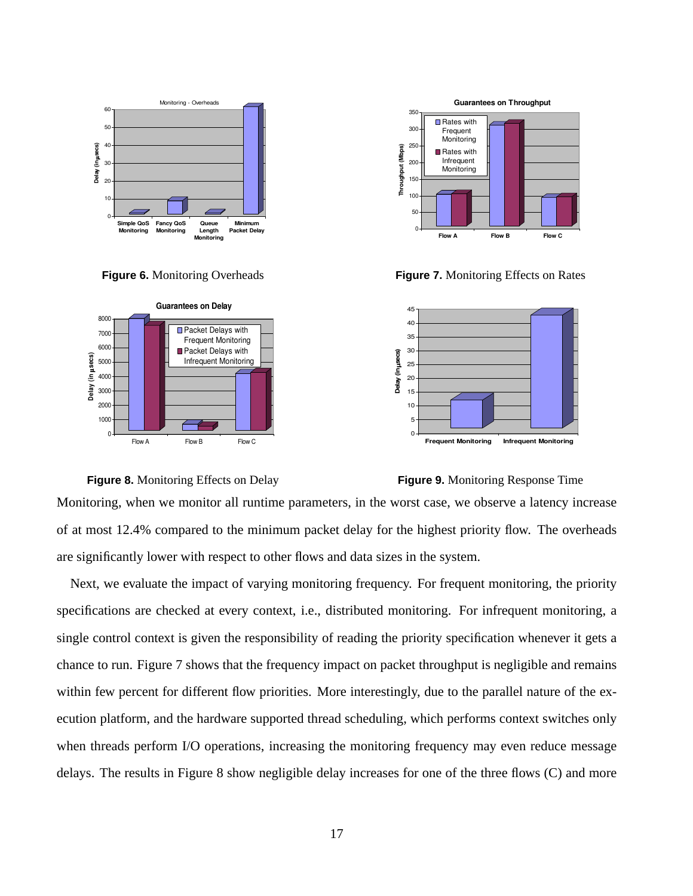**Figure 6.** Monitoring Overheads

**Figure 7.** Monitoring Effects on Rates

**Figure 8.** Monitoring Effects on Delay

**Figure 9.** Monitoring Response Time

Monitoring, when we monitor all runtime parameters, in the worst case, we observe a latency increase of at most 12.4% compared to the minimum packet delay for the highest priority flow. The overheads are significantly lower with respect to other flows and data sizes in the system.

Next, we evaluate the impact of varying monitoring frequency. For frequent monitoring, the priority specifications are checked at every context, i.e., distributed monitoring. For infrequent monitoring, a single control context is given the responsibility of reading the priority specification whenever it gets a chance to run. Figure 7 shows that the frequency impact on packet throughput is negligible and remains within few percent for different flow priorities. More interestingly, due to the parallel nature of the execution platform, and the hardware supported thread scheduling, which performs context switches only when threads perform I/O operations, increasing the monitoring frequency may even reduce message delays. The results in Figure 8 show negligible delay increases for one of the three flows (C) and more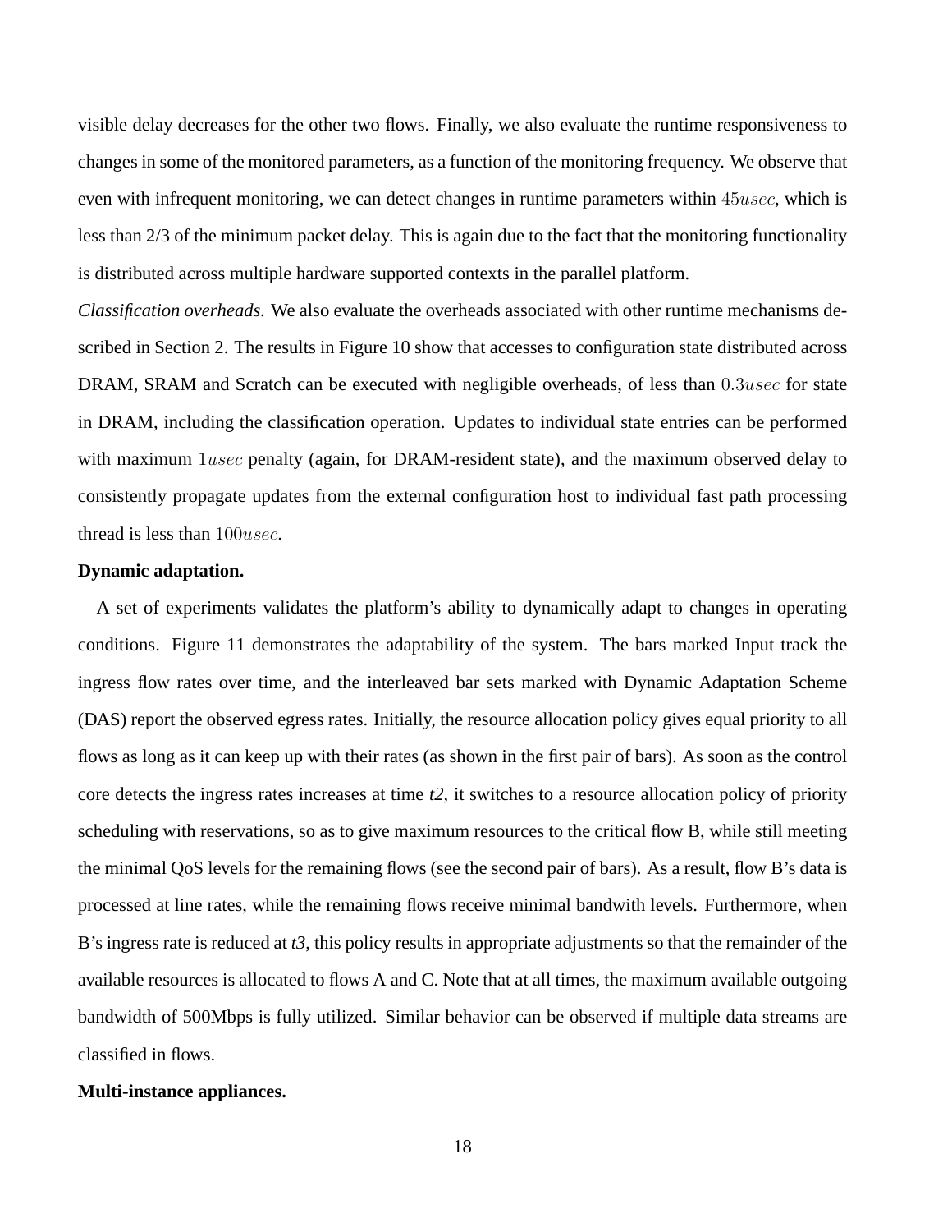visible delay decreases for the other two flows. Finally, we also evaluate the runtime responsiveness to changes in some of the monitored parameters, as a function of the monitoring frequency. We observe that even with infrequent monitoring, we can detect changes in runtime parameters within $45usec$, which is less than 2/3 of the minimum packet delay. This is again due to the fact that the monitoring functionality is distributed across multiple hardware supported contexts in the parallel platform.

*Classification overheads.* We also evaluate the overheads associated with other runtime mechanisms described in Section 2. The results in Figure 10 show that accesses to configuration state distributed across DRAM, SRAM and Scratch can be executed with negligible overheads, of less than $0.3usec$ for state in DRAM, including the classification operation. Updates to individual state entries can be performed with maximum $1usec$ penalty (again, for DRAM-resident state), and the maximum observed delay to consistently propagate updates from the external configuration host to individual fast path processing thread is less than $100usec$.

**Dynamic adaptation.**

A set of experiments validates the platform's ability to dynamically adapt to changes in operating conditions. Figure 11 demonstrates the adaptability of the system. The bars marked Input track the ingress flow rates over time, and the interleaved bar sets marked with Dynamic Adaptation Scheme (DAS) report the observed egress rates. Initially, the resource allocation policy gives equal priority to all flows as long as it can keep up with their rates (as shown in the first pair of bars). As soon as the control core detects the ingress rates increases at time *t2*, it switches to a resource allocation policy of priority scheduling with reservations, so as to give maximum resources to the critical flow B, while still meeting the minimal QoS levels for the remaining flows (see the second pair of bars). As a result, flow B's data is processed at line rates, while the remaining flows receive minimal bandwith levels. Furthermore, when B's ingress rate is reduced at *t3*, this policy results in appropriate adjustments so that the remainder of the available resources is allocated to flows A and C. Note that at all times, the maximum available outgoing bandwidth of 500Mbps is fully utilized. Similar behavior can be observed if multiple data streams are classified in flows.

**Multi-instance appliances.**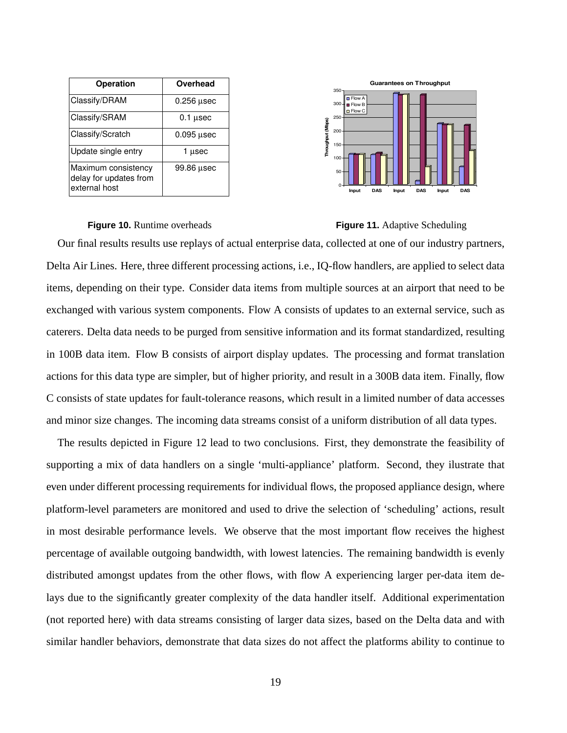| Operation | Overhead |
| --- | --- |
| Classify/DRAM | 0.256 μsec |
| Classify/SRAM | 0.1 μsec |
| Classify/Scratch | 0.095 μsec |
| Update single entry | 1 μsec |
| Maximum consistency delay for updates from external host | 99.86 μsec |

**Figure 10.** Runtime overheads

**Figure 11.** Adaptive Scheduling

Our final results results use replays of actual enterprise data, collected at one of our industry partners, Delta Air Lines. Here, three different processing actions, i.e., IQ-flow handlers, are applied to select data items, depending on their type. Consider data items from multiple sources at an airport that need to be exchanged with various system components. Flow A consists of updates to an external service, such as caterers. Delta data needs to be purged from sensitive information and its format standardized, resulting in 100B data item. Flow B consists of airport display updates. The processing and format translation actions for this data type are simpler, but of higher priority, and result in a 300B data item. Finally, flow C consists of state updates for fault-tolerance reasons, which result in a limited number of data accesses and minor size changes. The incoming data streams consist of a uniform distribution of all data types.

The results depicted in Figure 12 lead to two conclusions. First, they demonstrate the feasibility of supporting a mix of data handlers on a single 'multi-appliance' platform. Second, they ilustrate that even under different processing requirements for individual flows, the proposed appliance design, where platform-level parameters are monitored and used to drive the selection of 'scheduling' actions, result in most desirable performance levels. We observe that the most important flow receives the highest percentage of available outgoing bandwidth, with lowest latencies. The remaining bandwidth is evenly distributed amongst updates from the other flows, with flow A experiencing larger per-data item delays due to the significantly greater complexity of the data handler itself. Additional experimentation (not reported here) with data streams consisting of larger data sizes, based on the Delta data and with similar handler behaviors, demonstrate that data sizes do not affect the platforms ability to continue to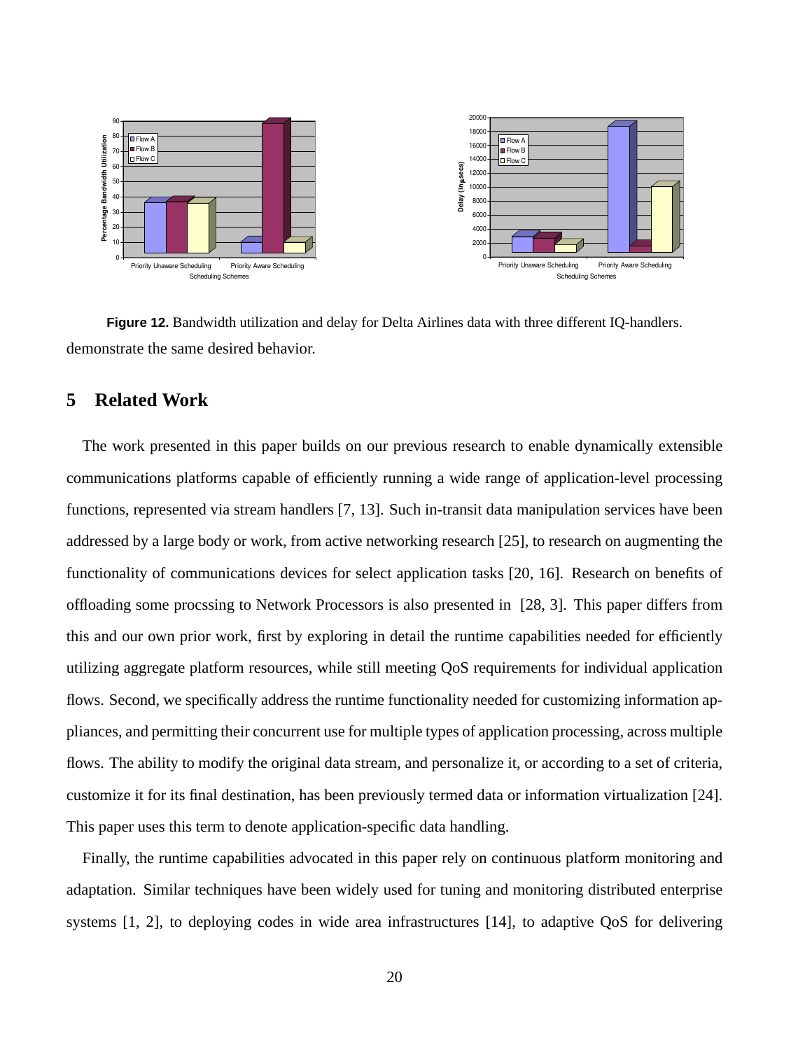**Figure 12.** Bandwidth utilization and delay for Delta Airlines data with three different IQ-handlers.

demonstrate the same desired behavior.

## 5 Related Work

The work presented in this paper builds on our previous research to enable dynamically extensible communications platforms capable of efficiently running a wide range of application-level processing functions, represented via stream handlers [7, 13]. Such in-transit data manipulation services have been addressed by a large body or work, from active networking research [25], to research on augmenting the functionality of communications devices for select application tasks [20, 16]. Research on benefits of offloading some procssing to Network Processors is also presented in [28, 3]. This paper differs from this and our own prior work, first by exploring in detail the runtime capabilities needed for efficiently utilizing aggregate platform resources, while still meeting QoS requirements for individual application flows. Second, we specifically address the runtime functionality needed for customizing information appliances, and permitting their concurrent use for multiple types of application processing, across multiple flows. The ability to modify the original data stream, and personalize it, or according to a set of criteria, customize it for its final destination, has been previously termed data or information virtualization [24]. This paper uses this term to denote application-specific data handling.

Finally, the runtime capabilities advocated in this paper rely on continuous platform monitoring and adaptation. Similar techniques have been widely used for tuning and monitoring distributed enterprise systems [1, 2], to deploying codes in wide area infrastructures [14], to adaptive QoS for delivering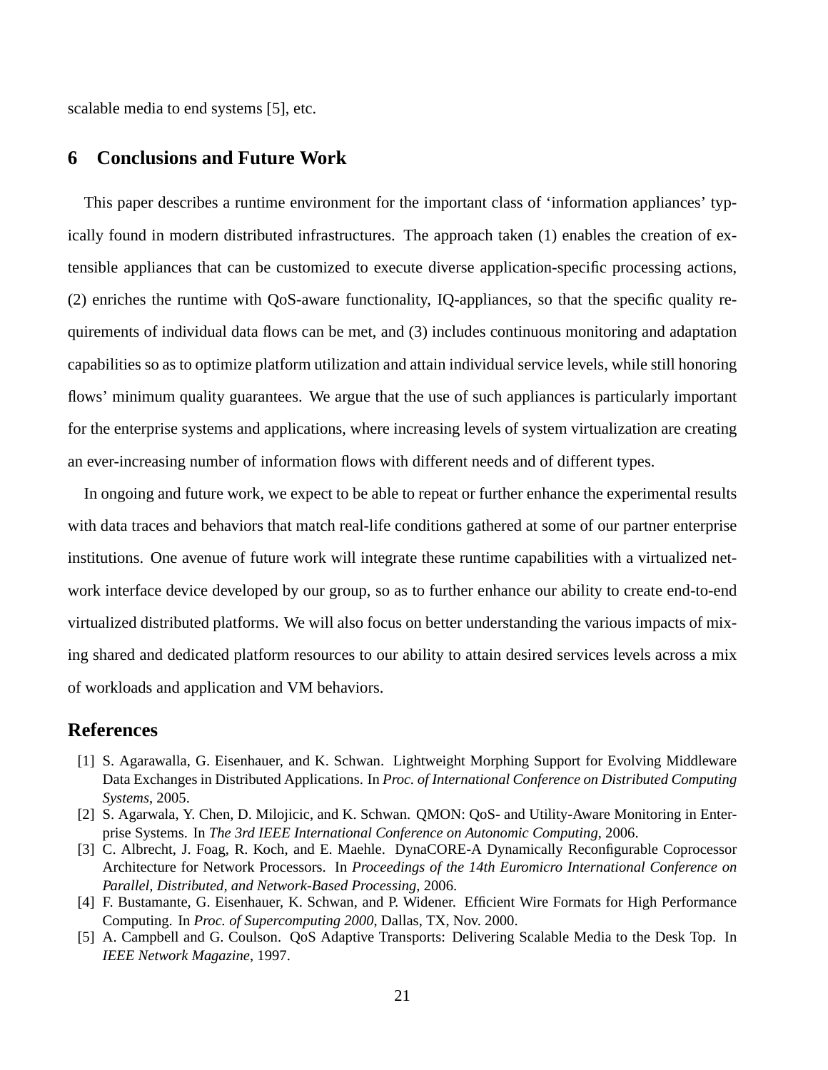scalable media to end systems [5], etc.

## 6 Conclusions and Future Work

This paper describes a runtime environment for the important class of 'information appliances' typically found in modern distributed infrastructures. The approach taken (1) enables the creation of extensible appliances that can be customized to execute diverse application-specific processing actions, (2) enriches the runtime with QoS-aware functionality, IQ-appliances, so that the specific quality requirements of individual data flows can be met, and (3) includes continuous monitoring and adaptation capabilities so as to optimize platform utilization and attain individual service levels, while still honoring flows' minimum quality guarantees. We argue that the use of such appliances is particularly important for the enterprise systems and applications, where increasing levels of system virtualization are creating an ever-increasing number of information flows with different needs and of different types.

In ongoing and future work, we expect to be able to repeat or further enhance the experimental results with data traces and behaviors that match real-life conditions gathered at some of our partner enterprise institutions. One avenue of future work will integrate these runtime capabilities with a virtualized network interface device developed by our group, so as to further enhance our ability to create end-to-end virtualized distributed platforms. We will also focus on better understanding the various impacts of mixing shared and dedicated platform resources to our ability to attain desired services levels across a mix of workloads and application and VM behaviors.

## References

[1] S. Agarawalla, G. Eisenhauer, and K. Schwan. Lightweight Morphing Support for Evolving Middleware Data Exchanges in Distributed Applications. In *Proc. of International Conference on Distributed Computing Systems*, 2005.

[2] S. Agarwala, Y. Chen, D. Milojicic, and K. Schwan. QMON: QoS- and Utility-Aware Monitoring in Enterprise Systems. In *The 3rd IEEE International Conference on Autonomic Computing*, 2006.

[3] C. Albrecht, J. Foag, R. Koch, and E. Maehle. DynaCORE-A Dynamically Reconfigurable Coprocessor Architecture for Network Processors. In *Proceedings of the 14th Euromicro International Conference on Parallel, Distributed, and Network-Based Processing*, 2006.

[4] F. Bustamante, G. Eisenhauer, K. Schwan, and P. Widener. Efficient Wire Formats for High Performance Computing. In *Proc. of Supercomputing 2000*, Dallas, TX, Nov. 2000.

[5] A. Campbell and G. Coulson. QoS Adaptive Transports: Delivering Scalable Media to the Desk Top. In *IEEE Network Magazine*, 1997.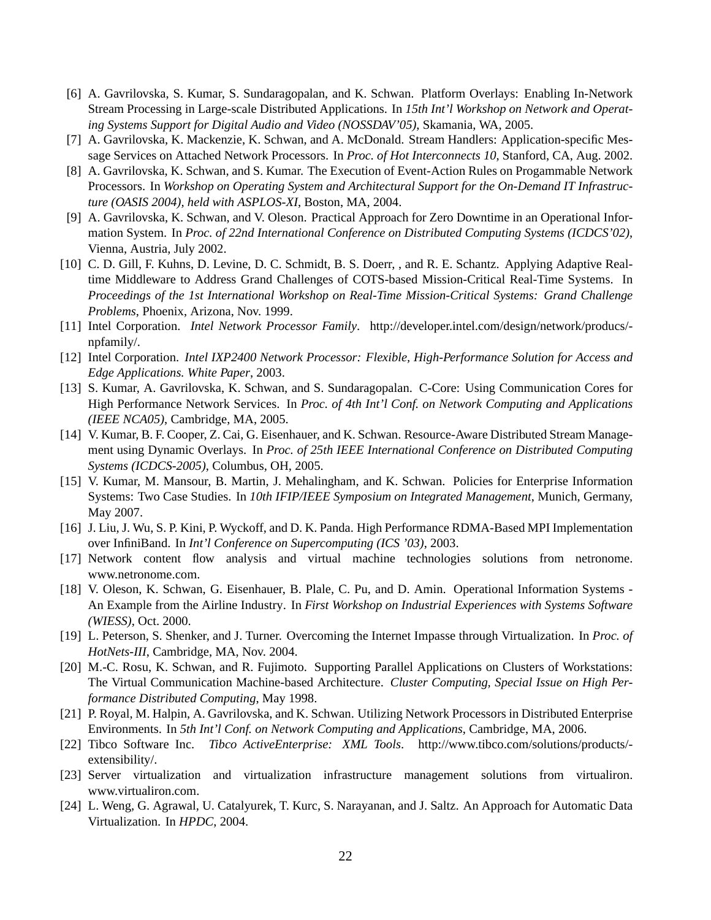[6] A. Gavrilovska, S. Kumar, S. Sundaragopalan, and K. Schwan. Platform Overlays: Enabling In-Network Stream Processing in Large-scale Distributed Applications. In *15th Int'l Workshop on Network and Operating Systems Support for Digital Audio and Video (NOSSDAV'05)*, Skamania, WA, 2005.

[7] A. Gavrilovska, K. Mackenzie, K. Schwan, and A. McDonald. Stream Handlers: Application-specific Message Services on Attached Network Processors. In *Proc. of Hot Interconnects 10*, Stanford, CA, Aug. 2002.

[8] A. Gavrilovska, K. Schwan, and S. Kumar. The Execution of Event-Action Rules on Progammable Network Processors. In *Workshop on Operating System and Architectural Support for the On-Demand IT Infrastructure (OASIS 2004), held with ASPLOS-XI*, Boston, MA, 2004.

[9] A. Gavrilovska, K. Schwan, and V. Oleson. Practical Approach for Zero Downtime in an Operational Information System. In *Proc. of 22nd International Conference on Distributed Computing Systems (ICDCS'02)*, Vienna, Austria, July 2002.

[10] C. D. Gill, F. Kuhns, D. Levine, D. C. Schmidt, B. S. Doerr, , and R. E. Schantz. Applying Adaptive Real-time Middleware to Address Grand Challenges of COTS-based Mission-Critical Real-Time Systems. In *Proceedings of the 1st International Workshop on Real-Time Mission-Critical Systems: Grand Challenge Problems*, Phoenix, Arizona, Nov. 1999.

[11] Intel Corporation. *Intel Network Processor Family*. http://developer.intel.com/design/network/producs/-npfamily/.

[12] Intel Corporation. *Intel IXP2400 Network Processor: Flexible, High-Performance Solution for Access and Edge Applications. White Paper*, 2003.

[13] S. Kumar, A. Gavrilovska, K. Schwan, and S. Sundaragopalan. C-Core: Using Communication Cores for High Performance Network Services. In *Proc. of 4th Int'l Conf. on Network Computing and Applications (IEEE NCA05)*, Cambridge, MA, 2005.

[14] V. Kumar, B. F. Cooper, Z. Cai, G. Eisenhauer, and K. Schwan. Resource-Aware Distributed Stream Management using Dynamic Overlays. In *Proc. of 25th IEEE International Conference on Distributed Computing Systems (ICDCS-2005)*, Columbus, OH, 2005.

[15] V. Kumar, M. Mansour, B. Martin, J. Mehalingham, and K. Schwan. Policies for Enterprise Information Systems: Two Case Studies. In *10th IFIP/IEEE Symposium on Integrated Management*, Munich, Germany, May 2007.

[16] J. Liu, J. Wu, S. P. Kini, P. Wyckoff, and D. K. Panda. High Performance RDMA-Based MPI Implementation over InfiniBand. In *Int'l Conference on Supercomputing (ICS '03)*, 2003.

[17] Network content flow analysis and virtual machine technologies solutions from netronome. www.netronome.com.

[18] V. Oleson, K. Schwan, G. Eisenhauer, B. Plale, C. Pu, and D. Amin. Operational Information Systems - An Example from the Airline Industry. In *First Workshop on Industrial Experiences with Systems Software (WIESS)*, Oct. 2000.

[19] L. Peterson, S. Shenker, and J. Turner. Overcoming the Internet Impasse through Virtualization. In *Proc. of HotNets-III*, Cambridge, MA, Nov. 2004.

[20] M.-C. Rosu, K. Schwan, and R. Fujimoto. Supporting Parallel Applications on Clusters of Workstations: The Virtual Communication Machine-based Architecture. *Cluster Computing, Special Issue on High Performance Distributed Computing*, May 1998.

[21] P. Royal, M. Halpin, A. Gavrilovska, and K. Schwan. Utilizing Network Processors in Distributed Enterprise Environments. In *5th Int'l Conf. on Network Computing and Applications*, Cambridge, MA, 2006.

[22] Tibco Software Inc. *Tibco ActiveEnterprise: XML Tools*. http://www.tibco.com/solutions/products/-extensibility/.

[23] Server virtualization and virtualization infrastructure management solutions from virtualiron. www.virtualiron.com.

[24] L. Weng, G. Agrawal, U. Catalyurek, T. Kurc, S. Narayanan, and J. Saltz. An Approach for Automatic Data Virtualization. In *HPDC*, 2004.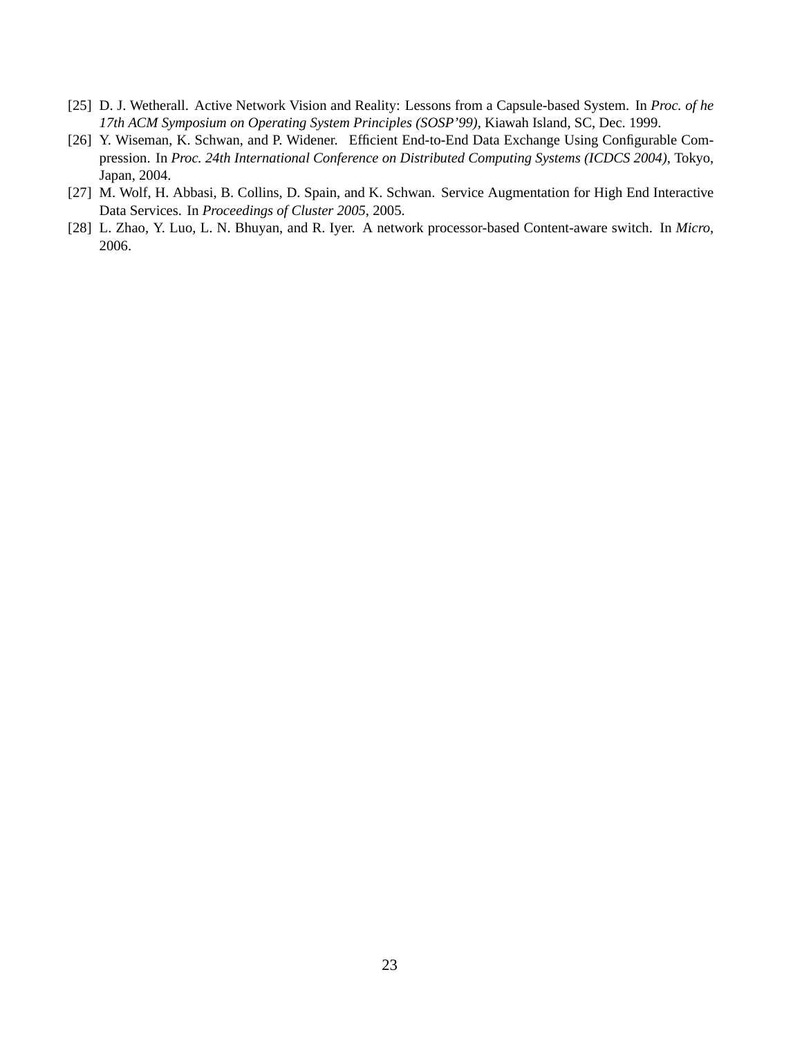[25] D. J. Wetherall. Active Network Vision and Reality: Lessons from a Capsule-based System. In *Proc. of he 17th ACM Symposium on Operating System Principles (SOSP'99)*, Kiawah Island, SC, Dec. 1999.

[26] Y. Wiseman, K. Schwan, and P. Widener. Efficient End-to-End Data Exchange Using Configurable Compression. In *Proc. 24th International Conference on Distributed Computing Systems (ICDCS 2004)*, Tokyo, Japan, 2004.

[27] M. Wolf, H. Abbasi, B. Collins, D. Spain, and K. Schwan. Service Augmentation for High End Interactive Data Services. In *Proceedings of Cluster 2005*, 2005.

[28] L. Zhao, Y. Luo, L. N. Bhuyan, and R. Iyer. A network processor-based Content-aware switch. In *Micro*, 2006.